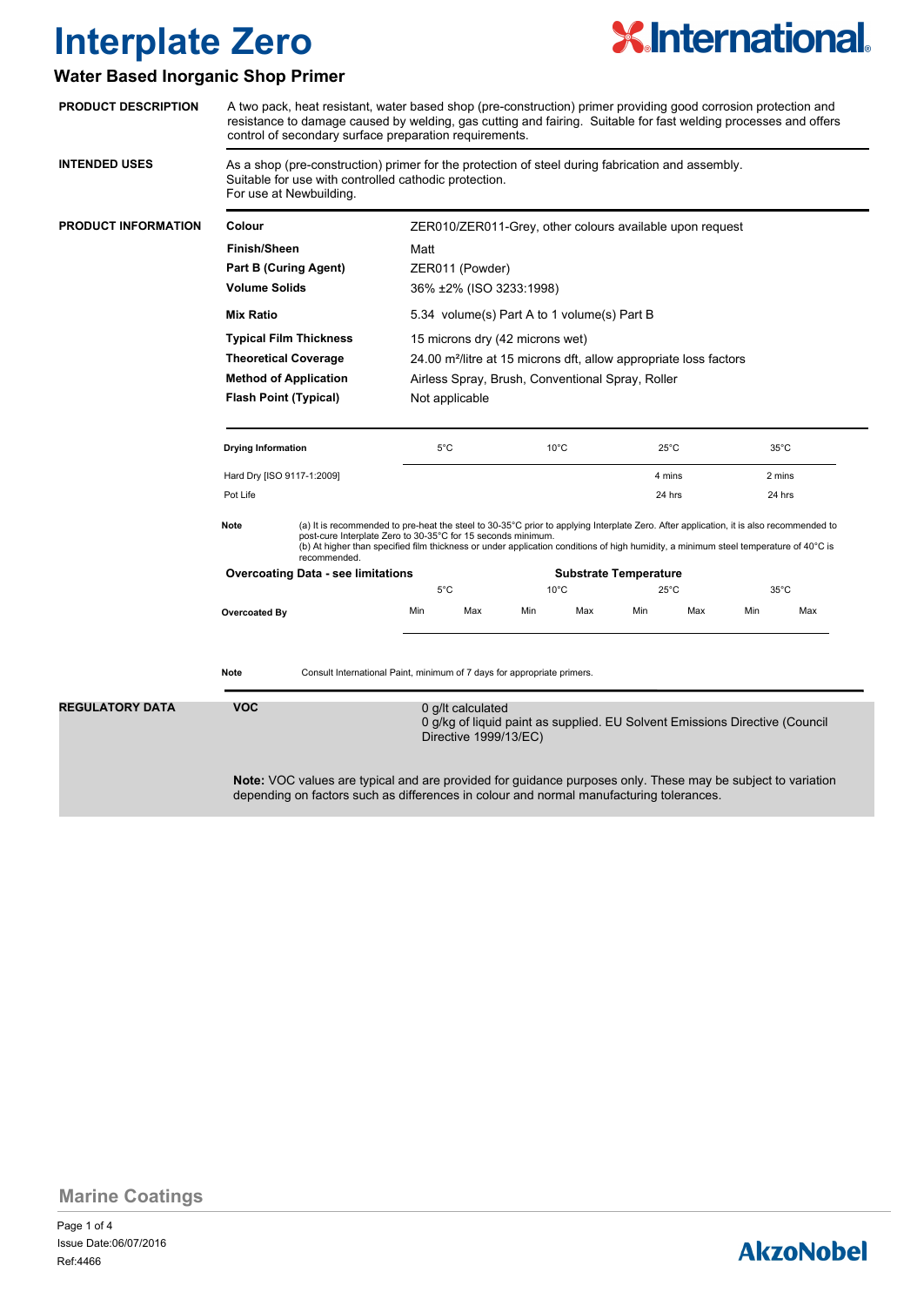# Interplate Zero

## Water Based Inorganic Shop Primer

**PRODUCT DESCRIPTION**

A two pack, heat resistant, water based shop (pre-construction) primer providing good corrosion protection and resistance to damage caused by welding, gas cutting and fairing. Suitable for fast welding processes and offers control of secondary surface preparation requirements.

**INTENDED USES**

As a shop (pre-construction) primer for the protection of steel during fabrication and assembly.
Suitable for use with controlled cathodic protection.
For use at Newbuilding.

**PRODUCT INFORMATION**

| | |
|---|---|
| **Colour** | ZER010/ZER011-Grey, other colours available upon request |
| **Finish/Sheen** | Matt |
| **Part B (Curing Agent)** | ZER011 (Powder) |
| **Volume Solids** | 36% ±2% (ISO 3233:1998) |
| **Mix Ratio** | 5.34 volume(s) Part A to 1 volume(s) Part B |
| **Typical Film Thickness** | 15 microns dry (42 microns wet) |
| **Theoretical Coverage** | 24.00 m²/litre at 15 microns dft, allow appropriate loss factors |
| **Method of Application** | Airless Spray, Brush, Conventional Spray, Roller |
| **Flash Point (Typical)** | Not applicable |

| Drying Information | 5°C | 10°C | 25°C | 35°C |
|---|---|---|---|---|
| Hard Dry [ISO 9117-1:2009] | | | 4 mins | 2 mins |
| Pot Life | | | 24 hrs | 24 hrs |

**Note** (a) It is recommended to pre-heat the steel to 30-35°C prior to applying Interplate Zero. After application, it is also recommended to post-cure Interplate Zero to 30-35°C for 15 seconds minimum.
(b) At higher than specified film thickness or under application conditions of high humidity, a minimum steel temperature of 40°C is recommended.

| Overcoating Data - see limitations | Substrate Temperature | | | | | | | |
|---|---|---|---|---|---|---|---|---|
| | 5°C | | 10°C | | 25°C | | 35°C | |
| **Overcoated By** | Min | Max | Min | Max | Min | Max | Min | Max |

**Note** Consult International Paint, minimum of 7 days for appropriate primers.

**REGULATORY DATA**

**VOC**

0 g/lt calculated
0 g/kg of liquid paint as supplied. EU Solvent Emissions Directive (Council Directive 1999/13/EC)

**Note:** VOC values are typical and are provided for guidance purposes only. These may be subject to variation depending on factors such as differences in colour and normal manufacturing tolerances.

Marine Coatings

Issue Date:06/07/2016
Ref:4466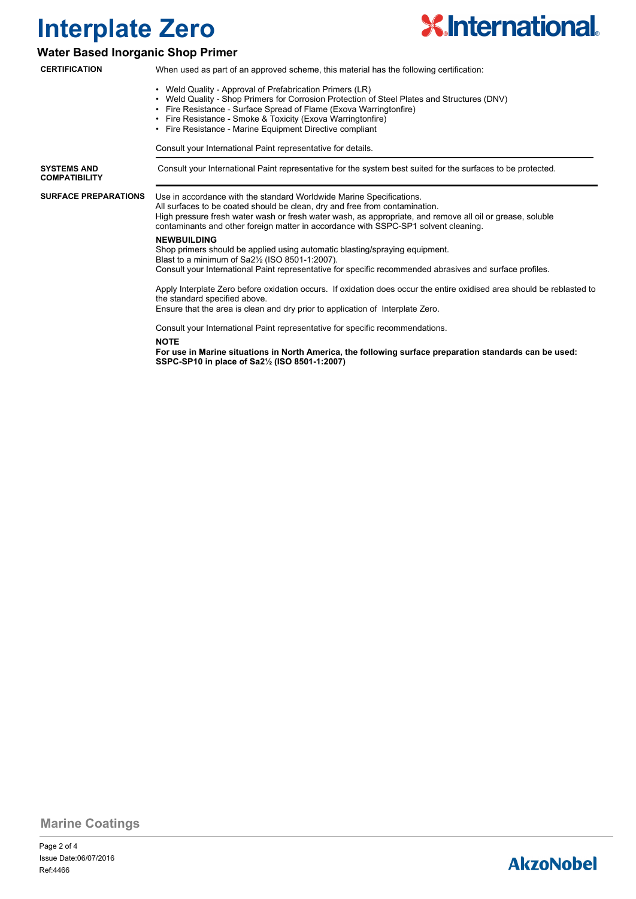# Interplate Zero

## Water Based Inorganic Shop Primer

**CERTIFICATION**

When used as part of an approved scheme, this material has the following certification:

- Weld Quality - Approval of Prefabrication Primers (LR)
- Weld Quality - Shop Primers for Corrosion Protection of Steel Plates and Structures (DNV)
- Fire Resistance - Surface Spread of Flame (Exova Warringtonfire)
- Fire Resistance - Smoke & Toxicity (Exova Warringtonfire)
- Fire Resistance - Marine Equipment Directive compliant

Consult your International Paint representative for details.

**SYSTEMS AND COMPATIBILITY**

Consult your International Paint representative for the system best suited for the surfaces to be protected.

**SURFACE PREPARATIONS**

Use in accordance with the standard Worldwide Marine Specifications.
All surfaces to be coated should be clean, dry and free from contamination.
High pressure fresh water wash or fresh water wash, as appropriate, and remove all oil or grease, soluble contaminants and other foreign matter in accordance with SSPC-SP1 solvent cleaning.

**NEWBUILDING**

Shop primers should be applied using automatic blasting/spraying equipment.
Blast to a minimum of Sa2½ (ISO 8501-1:2007).
Consult your International Paint representative for specific recommended abrasives and surface profiles.

Apply Interplate Zero before oxidation occurs. If oxidation does occur the entire oxidised area should be reblasted to the standard specified above.
Ensure that the area is clean and dry prior to application of Interplate Zero.

Consult your International Paint representative for specific recommendations.

**NOTE**

**For use in Marine situations in North America, the following surface preparation standards can be used: SSPC-SP10 in place of Sa2½ (ISO 8501-1:2007)**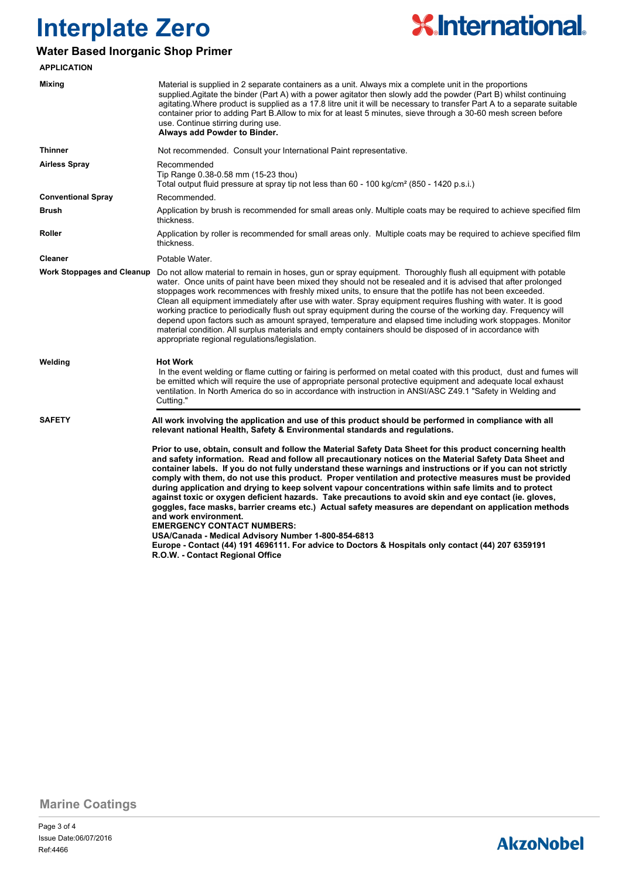# Interplate Zero

## Water Based Inorganic Shop Primer

### APPLICATION

| | |
|---|---|
| **Mixing** | Material is supplied in 2 separate containers as a unit. Always mix a complete unit in the proportions supplied.Agitate the binder (Part A) with a power agitator then slowly add the powder (Part B) whilst continuing agitating.Where product is supplied as a 17.8 litre unit it will be necessary to transfer Part A to a separate suitable container prior to adding Part B.Allow to mix for at least 5 minutes, sieve through a 30-60 mesh screen before use. Continue stirring during use. **Always add Powder to Binder.** |
| **Thinner** | Not recommended. Consult your International Paint representative. |
| **Airless Spray** | Recommended<br>Tip Range 0.38-0.58 mm (15-23 thou)<br>Total output fluid pressure at spray tip not less than 60 - 100 kg/cm² (850 - 1420 p.s.i.) |
| **Conventional Spray** | Recommended. |
| **Brush** | Application by brush is recommended for small areas only. Multiple coats may be required to achieve specified film thickness. |
| **Roller** | Application by roller is recommended for small areas only. Multiple coats may be required to achieve specified film thickness. |
| **Cleaner** | Potable Water. |
| **Work Stoppages and Cleanup** | Do not allow material to remain in hoses, gun or spray equipment. Thoroughly flush all equipment with potable water. Once units of paint have been mixed they should not be resealed and it is advised that after prolonged stoppages work recommences with freshly mixed units, to ensure that the potlife has not been exceeded. Clean all equipment immediately after use with water. Spray equipment requires flushing with water. It is good working practice to periodically flush out spray equipment during the course of the working day. Frequency will depend upon factors such as amount sprayed, temperature and elapsed time including work stoppages. Monitor material condition. All surplus materials and empty containers should be disposed of in accordance with appropriate regional regulations/legislation. |
| **Welding** | **Hot Work**<br>In the event welding or flame cutting or fairing is performed on metal coated with this product, dust and fumes will be emitted which will require the use of appropriate personal protective equipment and adequate local exhaust ventilation. In North America do so in accordance with instruction in ANSI/ASC Z49.1 "Safety in Welding and Cutting." |

### SAFETY

**All work involving the application and use of this product should be performed in compliance with all relevant national Health, Safety & Environmental standards and regulations.**

**Prior to use, obtain, consult and follow the Material Safety Data Sheet for this product concerning health and safety information. Read and follow all precautionary notices on the Material Safety Data Sheet and container labels. If you do not fully understand these warnings and instructions or if you can not strictly comply with them, do not use this product. Proper ventilation and protective measures must be provided during application and drying to keep solvent vapour concentrations within safe limits and to protect against toxic or oxygen deficient hazards. Take precautions to avoid skin and eye contact (ie. gloves, goggles, face masks, barrier creams etc.) Actual safety measures are dependant on application methods and work environment.**

**EMERGENCY CONTACT NUMBERS:**

**USA/Canada - Medical Advisory Number 1-800-854-6813**

**Europe - Contact (44) 191 4696111. For advice to Doctors & Hospitals only contact (44) 207 6359191**

**R.O.W. - Contact Regional Office**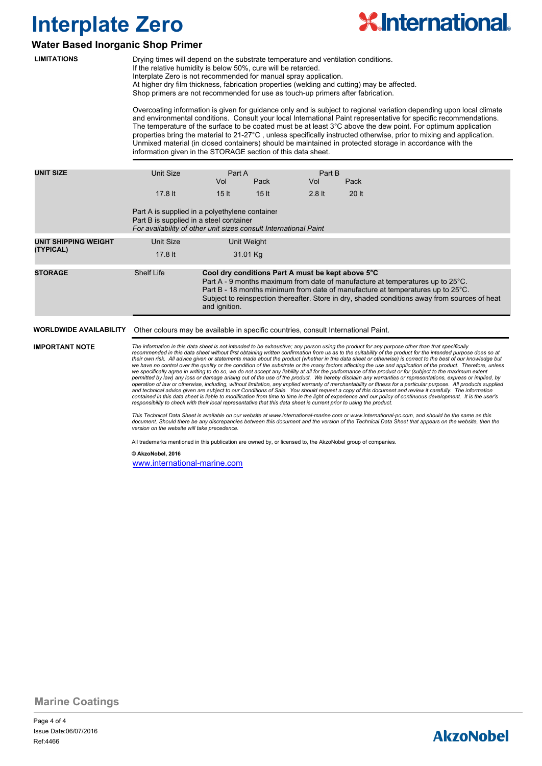# Interplate Zero

## Water Based Inorganic Shop Primer

**LIMITATIONS**

Drying times will depend on the substrate temperature and ventilation conditions.
If the relative humidity is below 50%, cure will be retarded.
Interplate Zero is not recommended for manual spray application.
At higher dry film thickness, fabrication properties (welding and cutting) may be affected.
Shop primers are not recommended for use as touch-up primers after fabrication.

Overcoating information is given for guidance only and is subject to regional variation depending upon local climate and environmental conditions. Consult your local International Paint representative for specific recommendations. The temperature of the surface to be coated must be at least 3°C above the dew point. For optimum application properties bring the material to 21-27°C , unless specifically instructed otherwise, prior to mixing and application. Unmixed material (in closed containers) should be maintained in protected storage in accordance with the information given in the STORAGE section of this data sheet.

**UNIT SIZE**

| Unit Size | Part A | | Part B | |
|---|---|---|---|---|
| | Vol | Pack | Vol | Pack |
| 17.8 lt | 15 lt | 15 lt | 2.8 lt | 20 lt |

Part A is supplied in a polyethylene container
Part B is supplied in a steel container
*For availability of other unit sizes consult International Paint*

**UNIT SHIPPING WEIGHT (TYPICAL)**

| Unit Size | Unit Weight |
|---|---|
| 17.8 lt | 31.01 Kg |

**STORAGE**

Shelf Life

**Cool dry conditions Part A must be kept above 5°C**
Part A - 9 months maximum from date of manufacture at temperatures up to 25°C.
Part B - 18 months minimum from date of manufacture at temperatures up to 25°C.
Subject to reinspection thereafter. Store in dry, shaded conditions away from sources of heat and ignition.

**WORLDWIDE AVAILABILITY**

Other colours may be available in specific countries, consult International Paint.

**IMPORTANT NOTE**

*The information in this data sheet is not intended to be exhaustive; any person using the product for any purpose other than that specifically recommended in this data sheet without first obtaining written confirmation from us as to the suitability of the product for the intended purpose does so at their own risk. All advice given or statements made about the product (whether in this data sheet or otherwise) is correct to the best of our knowledge but we have no control over the quality or the condition of the substrate or the many factors affecting the use and application of the product. Therefore, unless we specifically agree in writing to do so, we do not accept any liability at all for the performance of the product or for (subject to the maximum extent permitted by law) any loss or damage arising out of the use of the product. We hereby disclaim any warranties or representations, express or implied, by operation of law or otherwise, including, without limitation, any implied warranty of merchantability or fitness for a particular purpose. All products supplied and technical advice given are subject to our Conditions of Sale. You should request a copy of this document and review it carefully. The information contained in this data sheet is liable to modification from time to time in the light of experience and our policy of continuous development. It is the user's responsibility to check with their local representative that this data sheet is current prior to using the product.*

*This Technical Data Sheet is available on our website at www.international-marine.com or www.international-pc.com, and should be the same as this document. Should there be any discrepancies between this document and the version of the Technical Data Sheet that appears on the website, then the version on the website will take precedence.*

All trademarks mentioned in this publication are owned by, or licensed to, the AkzoNobel group of companies.

**© AkzoNobel, 2016**

www.international-marine.com

Marine Coatings

Issue Date:06/07/2016
Ref:4466